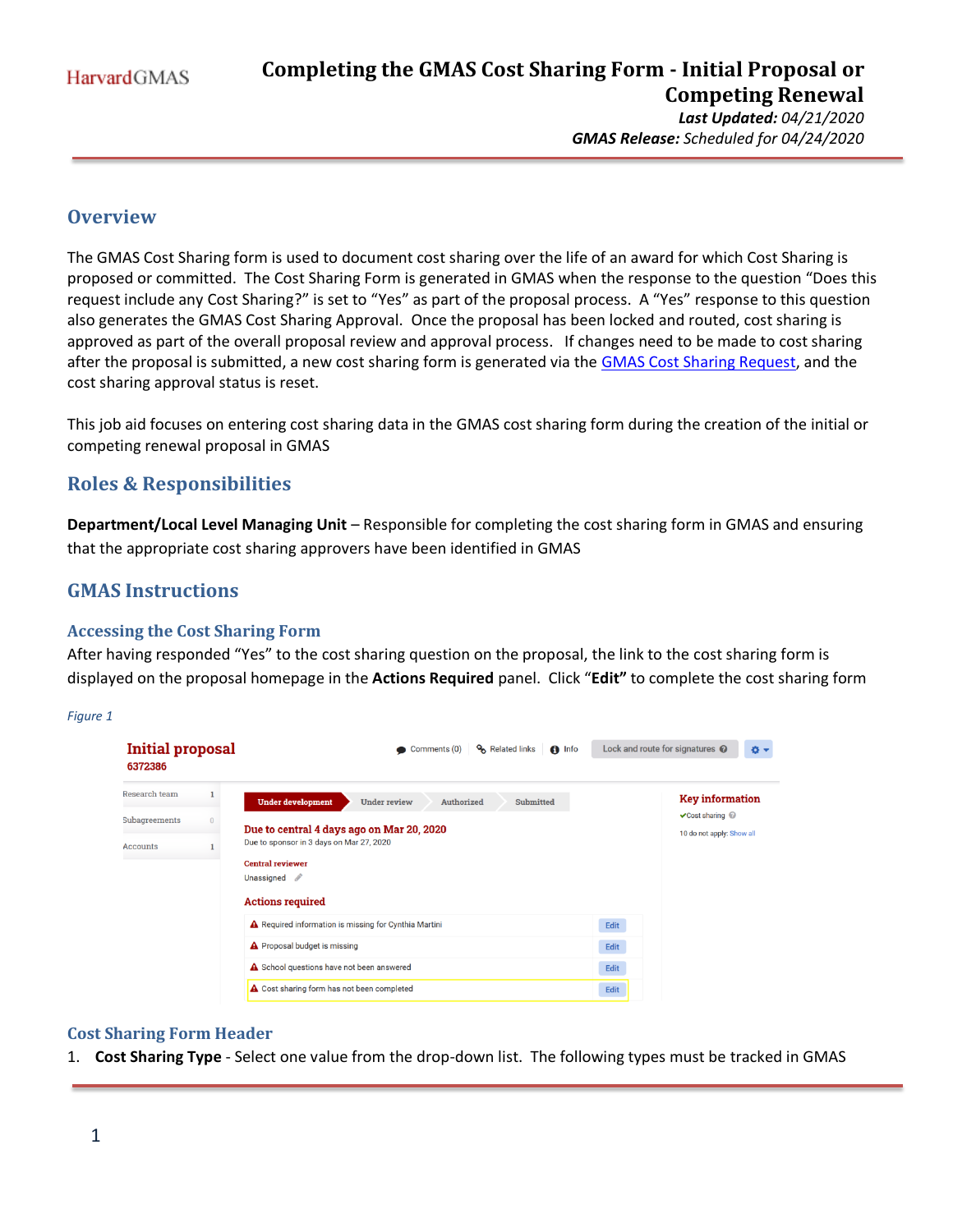# Completing the GMAS Cost Sharing Form - Initial Proposal or Competing Renewal

***Last Updated:*** *04/21/2020*
***GMAS Release:*** *Scheduled for 04/24/2020*

## Overview

The GMAS Cost Sharing form is used to document cost sharing over the life of an award for which Cost Sharing is proposed or committed. The Cost Sharing Form is generated in GMAS when the response to the question "Does this request include any Cost Sharing?" is set to "Yes" as part of the proposal process. A "Yes" response to this question also generates the GMAS Cost Sharing Approval. Once the proposal has been locked and routed, cost sharing is approved as part of the overall proposal review and approval process. If changes need to be made to cost sharing after the proposal is submitted, a new cost sharing form is generated via the [GMAS Cost Sharing Request](), and the cost sharing approval status is reset.

This job aid focuses on entering cost sharing data in the GMAS cost sharing form during the creation of the initial or competing renewal proposal in GMAS

## Roles & Responsibilities

**Department/Local Level Managing Unit** – Responsible for completing the cost sharing form in GMAS and ensuring that the appropriate cost sharing approvers have been identified in GMAS

## GMAS Instructions

### Accessing the Cost Sharing Form

After having responded "Yes" to the cost sharing question on the proposal, the link to the cost sharing form is displayed on the proposal homepage in the **Actions Required** panel. Click "**Edit"** to complete the cost sharing form

*Figure 1*

### Cost Sharing Form Header

1. **Cost Sharing Type** - Select one value from the drop-down list. The following types must be tracked in GMAS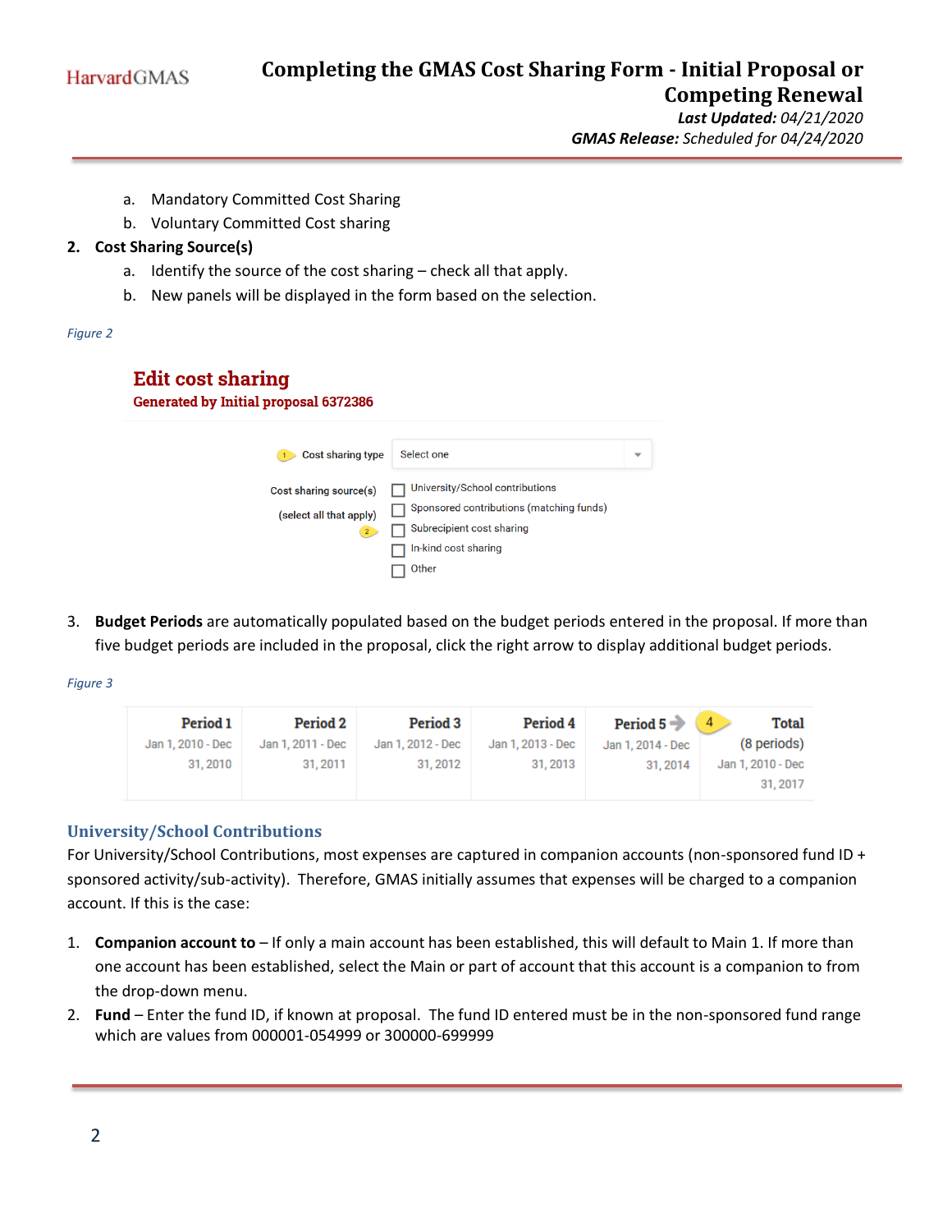a. Mandatory Committed Cost Sharing
b. Voluntary Committed Cost sharing

2. **Cost Sharing Source(s)**
   a. Identify the source of the cost sharing – check all that apply.
   b. New panels will be displayed in the form based on the selection.

*Figure 2*

**Edit cost sharing**
**Generated by Initial proposal 6372386**

1 Cost sharing type: Select one

Cost sharing source(s) (select all that apply) 2
- ☐ University/School contributions
- ☐ Sponsored contributions (matching funds)
- ☐ Subrecipient cost sharing
- ☐ In-kind cost sharing
- ☐ Other

3. **Budget Periods** are automatically populated based on the budget periods entered in the proposal. If more than five budget periods are included in the proposal, click the right arrow to display additional budget periods.

*Figure 3*

| Period 1 | Period 2 | Period 3 | Period 4 | Period 5 → | 4 Total (8 periods) |
|---|---|---|---|---|---|
| Jan 1, 2010 - Dec 31, 2010 | Jan 1, 2011 - Dec 31, 2011 | Jan 1, 2012 - Dec 31, 2012 | Jan 1, 2013 - Dec 31, 2013 | Jan 1, 2014 - Dec 31, 2014 | Jan 1, 2010 - Dec 31, 2017 |

## University/School Contributions

For University/School Contributions, most expenses are captured in companion accounts (non-sponsored fund ID + sponsored activity/sub-activity). Therefore, GMAS initially assumes that expenses will be charged to a companion account. If this is the case:

1. **Companion account to** – If only a main account has been established, this will default to Main 1. If more than one account has been established, select the Main or part of account that this account is a companion to from the drop-down menu.
2. **Fund** – Enter the fund ID, if known at proposal. The fund ID entered must be in the non-sponsored fund range which are values from 000001-054999 or 300000-699999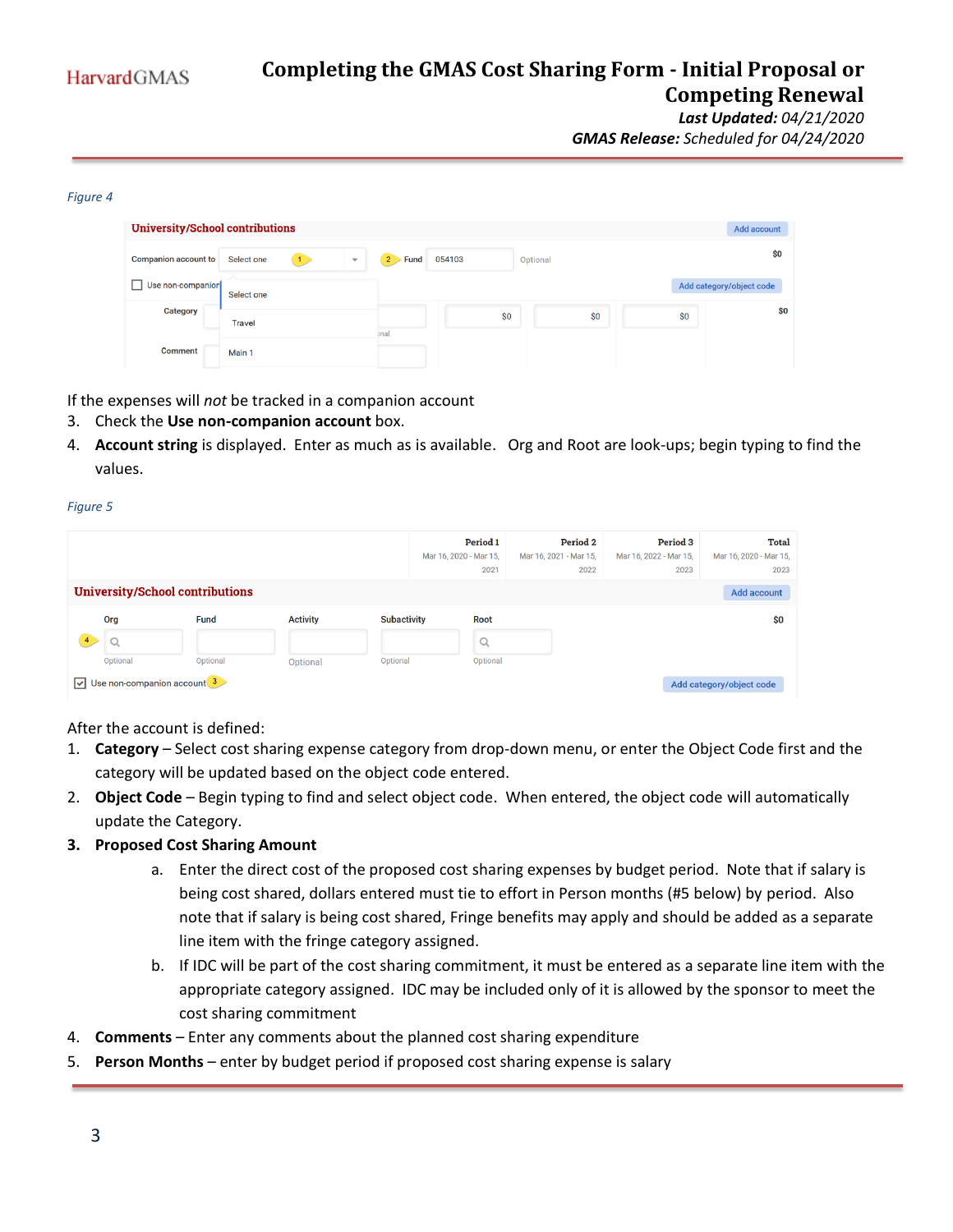*Figure 4*

If the expenses will *not* be tracked in a companion account

3. Check the **Use non-companion account** box.
4. **Account string** is displayed. Enter as much as is available. Org and Root are look-ups; begin typing to find the values.

*Figure 5*

After the account is defined:

1. **Category** – Select cost sharing expense category from drop-down menu, or enter the Object Code first and the category will be updated based on the object code entered.
2. **Object Code** – Begin typing to find and select object code. When entered, the object code will automatically update the Category.
3. **Proposed Cost Sharing Amount**
   a. Enter the direct cost of the proposed cost sharing expenses by budget period. Note that if salary is being cost shared, dollars entered must tie to effort in Person months (#5 below) by period. Also note that if salary is being cost shared, Fringe benefits may apply and should be added as a separate line item with the fringe category assigned.
   b. If IDC will be part of the cost sharing commitment, it must be entered as a separate line item with the appropriate category assigned. IDC may be included only of it is allowed by the sponsor to meet the cost sharing commitment
4. **Comments** – Enter any comments about the planned cost sharing expenditure
5. **Person Months** – enter by budget period if proposed cost sharing expense is salary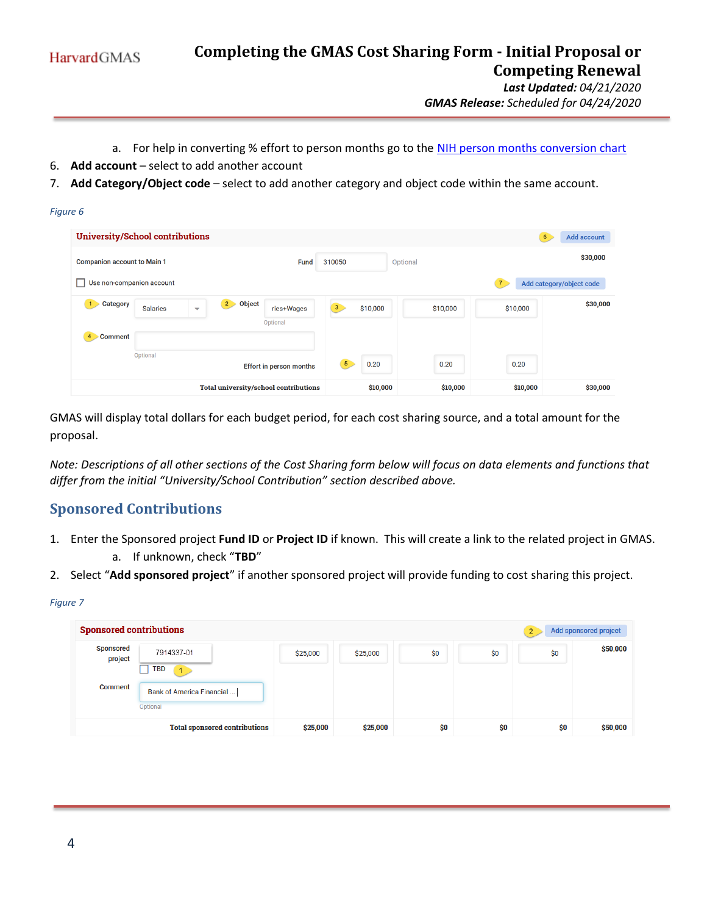a. For help in converting % effort to person months go to the [NIH person months conversion chart]

6. **Add account** – select to add another account
7. **Add Category/Object code** – select to add another category and object code within the same account.

*Figure 6*

GMAS will display total dollars for each budget period, for each cost sharing source, and a total amount for the proposal.

*Note: Descriptions of all other sections of the Cost Sharing form below will focus on data elements and functions that differ from the initial "University/School Contribution" section described above.*

## Sponsored Contributions

1. Enter the Sponsored project **Fund ID** or **Project ID** if known. This will create a link to the related project in GMAS.
   a. If unknown, check "**TBD**"
2. Select "**Add sponsored project**" if another sponsored project will provide funding to cost sharing this project.

*Figure 7*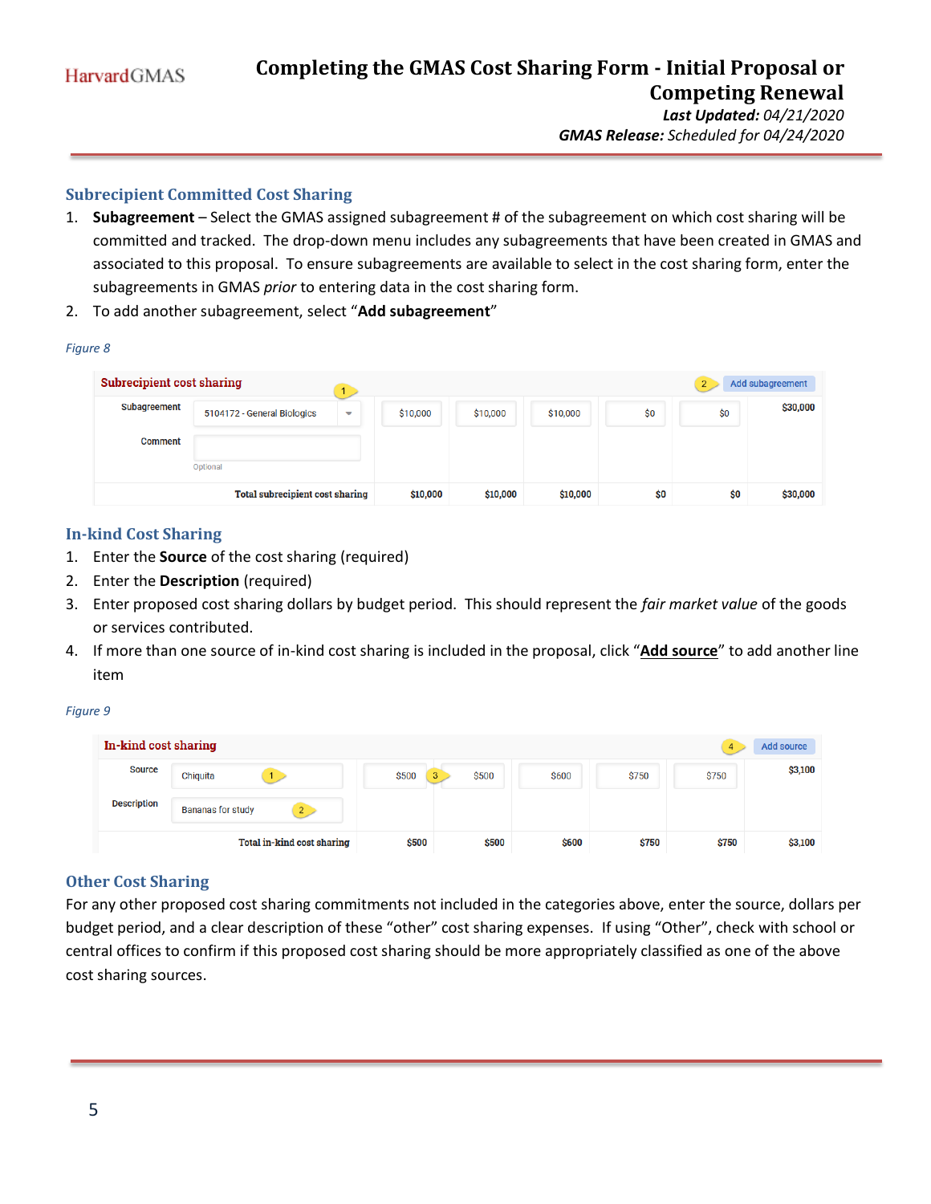## Subrecipient Committed Cost Sharing

1. **Subagreement** – Select the GMAS assigned subagreement # of the subagreement on which cost sharing will be committed and tracked. The drop-down menu includes any subagreements that have been created in GMAS and associated to this proposal. To ensure subagreements are available to select in the cost sharing form, enter the subagreements in GMAS *prior* to entering data in the cost sharing form.
2. To add another subagreement, select "**Add subagreement**"

*Figure 8*

| Subrecipient cost sharing | | | | | | | Add subagreement |
|---|---|---|---|---|---|---|---|
| Subagreement | 5104172 - General Biologics | $10,000 | $10,000 | $10,000 | $0 | $0 | $30,000 |
| Comment | Optional | | | | | | |
| | Total subrecipient cost sharing | $10,000 | $10,000 | $10,000 | $0 | $0 | $30,000 |

## In-kind Cost Sharing

1. Enter the **Source** of the cost sharing (required)
2. Enter the **Description** (required)
3. Enter proposed cost sharing dollars by budget period. This should represent the *fair market value* of the goods or services contributed.
4. If more than one source of in-kind cost sharing is included in the proposal, click "**Add source**" to add another line item

*Figure 9*

| In-kind cost sharing | | | | | | | Add source |
|---|---|---|---|---|---|---|---|
| Source | Chiquita | $500 | $500 | $600 | $750 | $750 | $3,100 |
| Description | Bananas for study | | | | | | |
| | Total in-kind cost sharing | $500 | $500 | $600 | $750 | $750 | $3,100 |

## Other Cost Sharing

For any other proposed cost sharing commitments not included in the categories above, enter the source, dollars per budget period, and a clear description of these "other" cost sharing expenses. If using "Other", check with school or central offices to confirm if this proposed cost sharing should be more appropriately classified as one of the above cost sharing sources.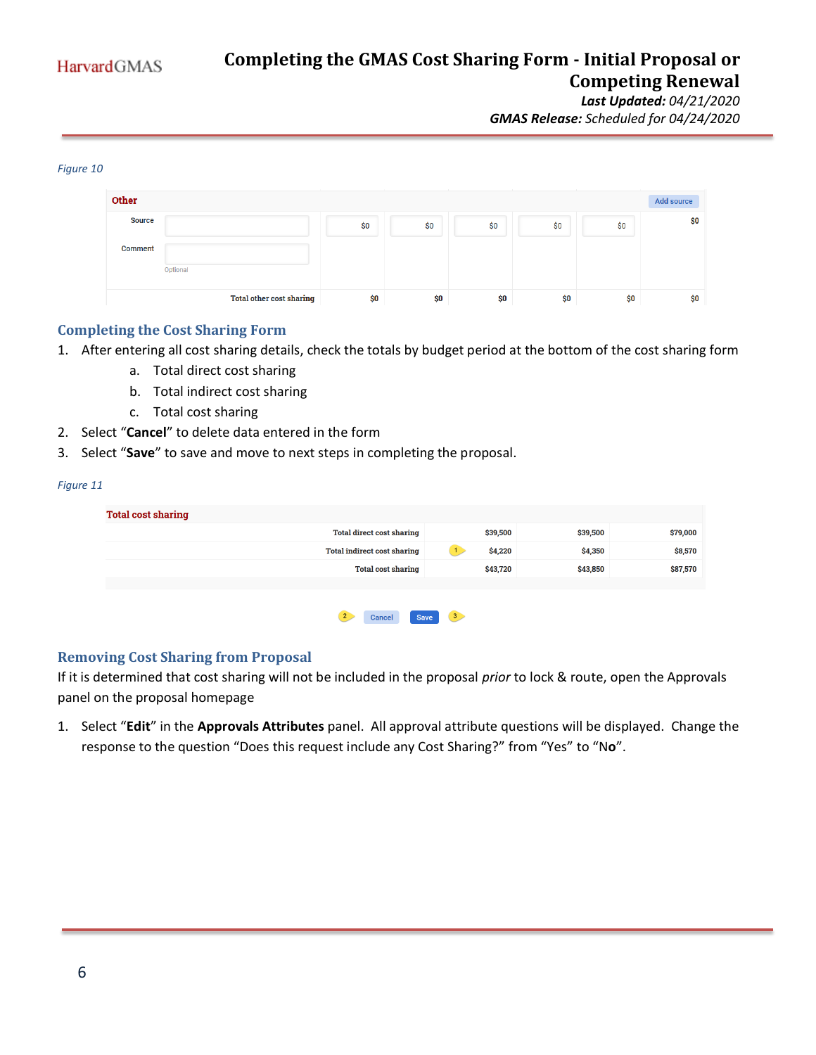*Figure 10*

| Other | | | | | | | Add source |
|---|---|---|---|---|---|---|---|
| Source | | $0 | $0 | $0 | $0 | $0 | $0 |
| Comment | Optional | | | | | | |
| | Total other cost sharing | $0 | $0 | $0 | $0 | $0 | $0 |

## Completing the Cost Sharing Form

1. After entering all cost sharing details, check the totals by budget period at the bottom of the cost sharing form
   a. Total direct cost sharing
   b. Total indirect cost sharing
   c. Total cost sharing
2. Select "**Cancel**" to delete data entered in the form
3. Select "**Save**" to save and move to next steps in completing the proposal.

*Figure 11*

| Total cost sharing | | | |
|---|---|---|---|
| Total direct cost sharing | $39,500 | $39,500 | $79,000 |
| Total indirect cost sharing | $4,220 | $4,350 | $8,570 |
| Total cost sharing | $43,720 | $43,850 | $87,570 |

Cancel Save

## Removing Cost Sharing from Proposal

If it is determined that cost sharing will not be included in the proposal *prior* to lock & route, open the Approvals panel on the proposal homepage

1. Select "**Edit**" in the **Approvals Attributes** panel. All approval attribute questions will be displayed. Change the response to the question "Does this request include any Cost Sharing?" from "Yes" to "N**o**".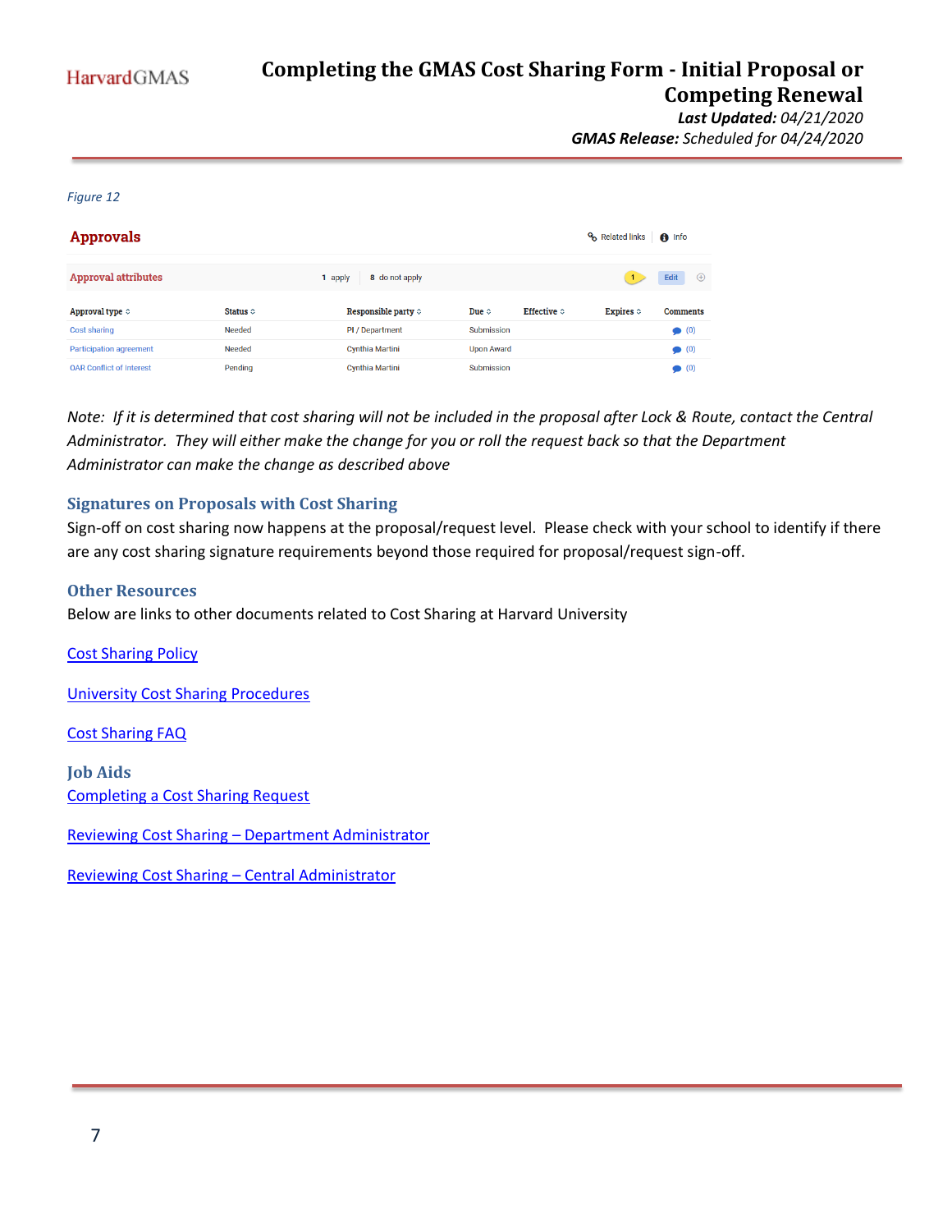*Figure 12*

**Approvals**

Related links | Info

**Approval attributes** 1 apply | 8 do not apply | 1 | Edit

| Approval type | Status | Responsible party | Due | Effective | Expires | Comments |
|---|---|---|---|---|---|---|
| Cost sharing | Needed | PI / Department | Submission | | | (0) |
| Participation agreement | Needed | Cynthia Martini | Upon Award | | | (0) |
| OAR Conflict of Interest | Pending | Cynthia Martini | Submission | | | (0) |

*Note: If it is determined that cost sharing will not be included in the proposal after Lock & Route, contact the Central Administrator. They will either make the change for you or roll the request back so that the Department Administrator can make the change as described above*

## Signatures on Proposals with Cost Sharing

Sign-off on cost sharing now happens at the proposal/request level. Please check with your school to identify if there are any cost sharing signature requirements beyond those required for proposal/request sign-off.

## Other Resources

Below are links to other documents related to Cost Sharing at Harvard University

Cost Sharing Policy

University Cost Sharing Procedures

Cost Sharing FAQ

## Job Aids

Completing a Cost Sharing Request

Reviewing Cost Sharing – Department Administrator

Reviewing Cost Sharing – Central Administrator